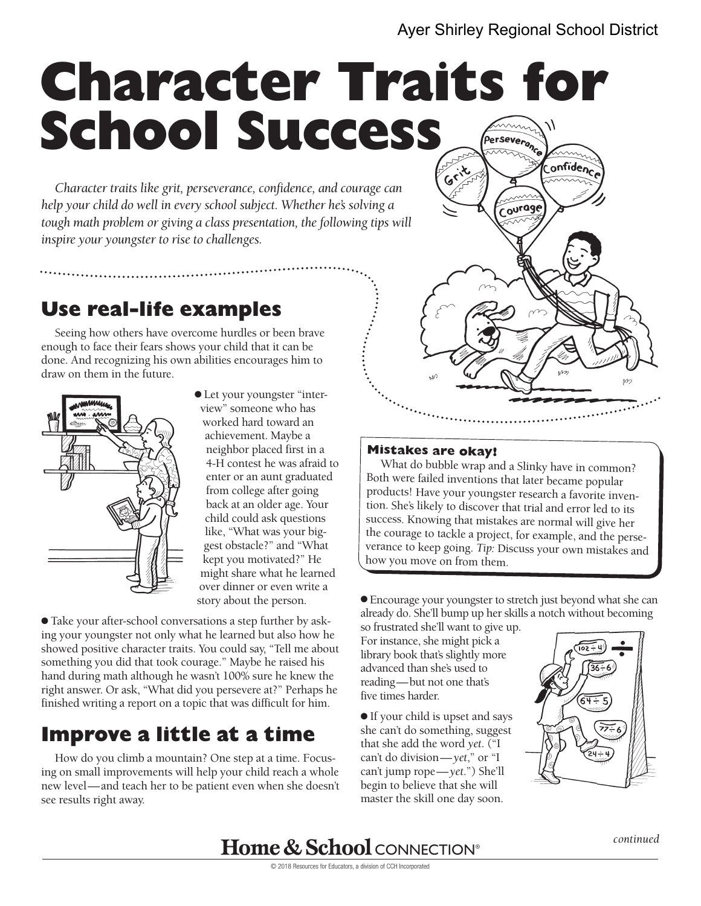Ayer Shirley Regional School District

# Character Traits for School Success

*Character traits like grit, perseverance, confidence, and courage can help your child do well in every school subject. Whether he's solving a tough math problem or giving a class presentation, the following tips will inspire your youngster to rise to challenges.*

## Use real-life examples

Seeing how others have overcome hurdles or been brave enough to face their fears shows your child that it can be done. And recognizing his own abilities encourages him to draw on them in the future.

- Let your youngster "interview" someone who has worked hard toward an achievement. Maybe a neighbor placed first in a 4-H contest he was afraid to enter or an aunt graduated from college after going back at an older age. Your child could ask questions like, "What was your biggest obstacle?" and "What kept you motivated?" He might share what he learned over dinner or even write a story about the person.

- Take your after-school conversations a step further by asking your youngster not only what he learned but also how he showed positive character traits. You could say, "Tell me about something you did that took courage." Maybe he raised his hand during math although he wasn't 100% sure he knew the right answer. Or ask, "What did you persevere at?" Perhaps he finished writing a report on a topic that was difficult for him.

## Improve a little at a time

How do you climb a mountain? One step at a time. Focusing on small improvements will help your child reach a whole new level—and teach her to be patient even when she doesn't see results right away.

- Encourage your youngster to stretch just beyond what she can already do. She'll bump up her skills a notch without becoming so frustrated she'll want to give up. For instance, she might pick a library book that's slightly more advanced than she's used to reading—but not one that's five times harder.

- If your child is upset and says she can't do something, suggest that she add the word *yet*. ("I can't do division—*yet*," or "I can't jump rope—*yet*.") She'll begin to believe that she will master the skill one day soon.

### Mistakes are okay!

What do bubble wrap and a Slinky have in common? Both were failed inventions that later became popular products! Have your youngster research a favorite invention. She's likely to discover that trial and error led to its success. Knowing that mistakes are normal will give her the courage to tackle a project, for example, and the perseverance to keep going. *Tip:* Discuss your own mistakes and how you move on from them.

*continued*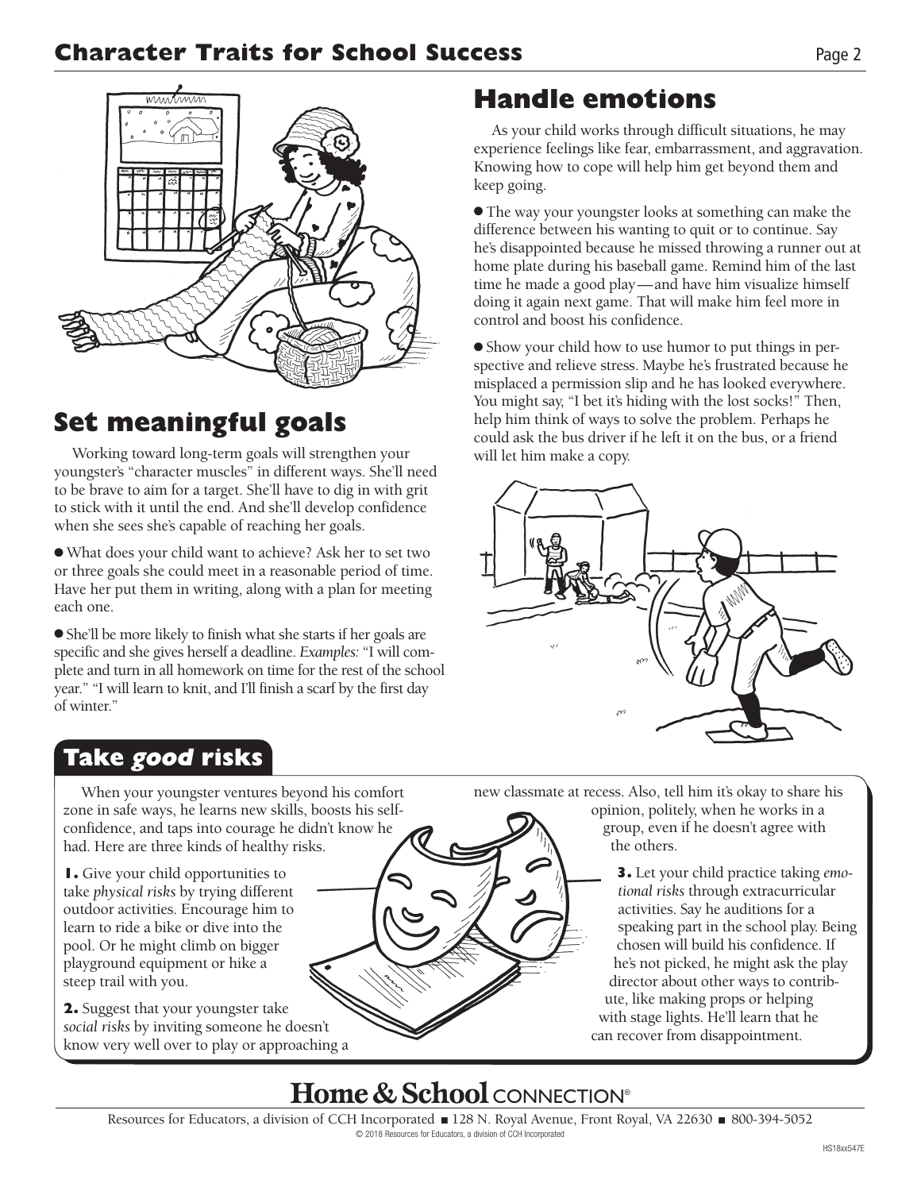## Set meaningful goals

Working toward long-term goals will strengthen your youngster's "character muscles" in different ways. She'll need to be brave to aim for a target. She'll have to dig in with grit to stick with it until the end. And she'll develop confidence when she sees she's capable of reaching her goals.

- What does your child want to achieve? Ask her to set two or three goals she could meet in a reasonable period of time. Have her put them in writing, along with a plan for meeting each one.
- She'll be more likely to finish what she starts if her goals are specific and she gives herself a deadline. *Examples:* "I will complete and turn in all homework on time for the rest of the school year." "I will learn to knit, and I'll finish a scarf by the first day of winter."

## Handle emotions

As your child works through difficult situations, he may experience feelings like fear, embarrassment, and aggravation. Knowing how to cope will help him get beyond them and keep going.

- The way your youngster looks at something can make the difference between his wanting to quit or to continue. Say he's disappointed because he missed throwing a runner out at home plate during his baseball game. Remind him of the last time he made a good play—and have him visualize himself doing it again next game. That will make him feel more in control and boost his confidence.
- Show your child how to use humor to put things in perspective and relieve stress. Maybe he's frustrated because he misplaced a permission slip and he has looked everywhere. You might say, "I bet it's hiding with the lost socks!" Then, help him think of ways to solve the problem. Perhaps he could ask the bus driver if he left it on the bus, or a friend will let him make a copy.

## Take *good* risks

When your youngster ventures beyond his comfort zone in safe ways, he learns new skills, boosts his self-confidence, and taps into courage he didn't know he had. Here are three kinds of healthy risks.

**1.** Give your child opportunities to take *physical risks* by trying different outdoor activities. Encourage him to learn to ride a bike or dive into the pool. Or he might climb on bigger playground equipment or hike a steep trail with you.

**2.** Suggest that your youngster take *social risks* by inviting someone he doesn't know very well over to play or approaching a new classmate at recess. Also, tell him it's okay to share his opinion, politely, when he works in a group, even if he doesn't agree with the others.

**3.** Let your child practice taking *emotional risks* through extracurricular activities. Say he auditions for a speaking part in the school play. Being chosen will build his confidence. If he's not picked, he might ask the play director about other ways to contribute, like making props or helping with stage lights. He'll learn that he can recover from disappointment.

**Home & School** CONNECTION®

Resources for Educators, a division of CCH Incorporated ■ 128 N. Royal Avenue, Front Royal, VA 22630 ■ 800-394-5052
© 2018 Resources for Educators, a division of CCH Incorporated

HS18xx547E